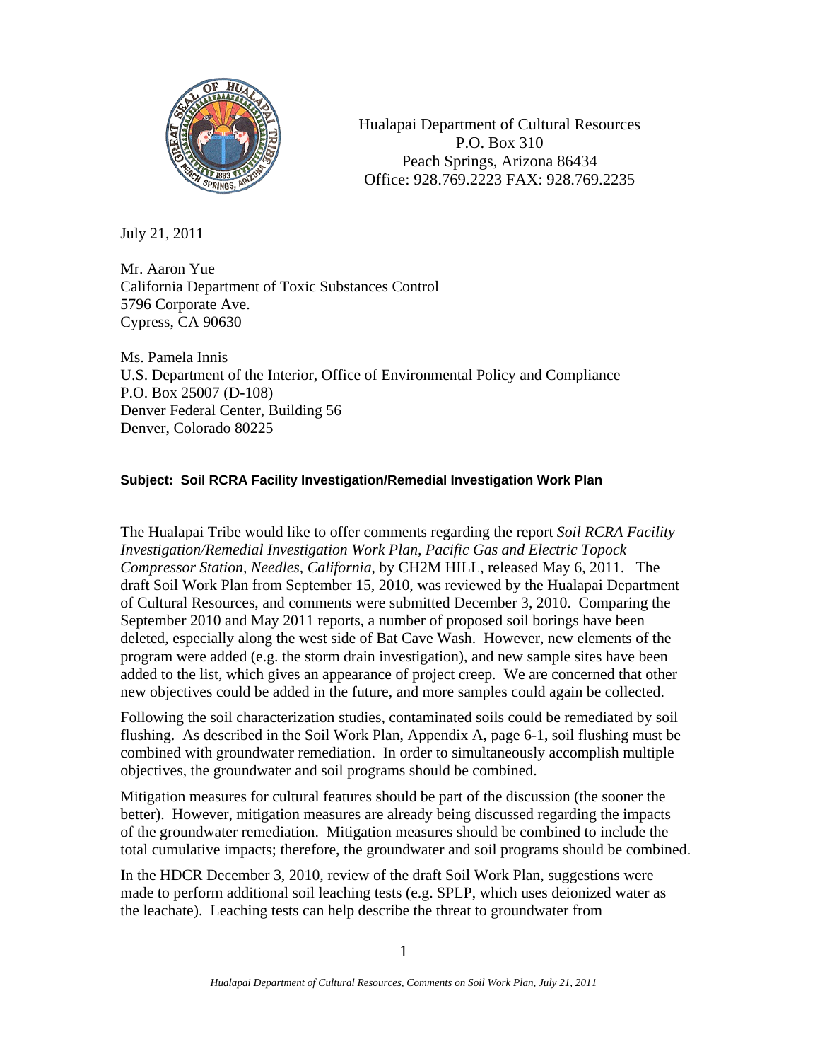Hualapai Department of Cultural Resources
P.O. Box 310
Peach Springs, Arizona 86434
Office: 928.769.2223 FAX: 928.769.2235

July 21, 2011

Mr. Aaron Yue
California Department of Toxic Substances Control
5796 Corporate Ave.
Cypress, CA 90630

Ms. Pamela Innis
U.S. Department of the Interior, Office of Environmental Policy and Compliance
P.O. Box 25007 (D-108)
Denver Federal Center, Building 56
Denver, Colorado 80225

**Subject: Soil RCRA Facility Investigation/Remedial Investigation Work Plan**

The Hualapai Tribe would like to offer comments regarding the report *Soil RCRA Facility Investigation/Remedial Investigation Work Plan, Pacific Gas and Electric Topock Compressor Station, Needles, California*, by CH2M HILL, released May 6, 2011. The draft Soil Work Plan from September 15, 2010, was reviewed by the Hualapai Department of Cultural Resources, and comments were submitted December 3, 2010. Comparing the September 2010 and May 2011 reports, a number of proposed soil borings have been deleted, especially along the west side of Bat Cave Wash. However, new elements of the program were added (e.g. the storm drain investigation), and new sample sites have been added to the list, which gives an appearance of project creep. We are concerned that other new objectives could be added in the future, and more samples could again be collected.

Following the soil characterization studies, contaminated soils could be remediated by soil flushing. As described in the Soil Work Plan, Appendix A, page 6-1, soil flushing must be combined with groundwater remediation. In order to simultaneously accomplish multiple objectives, the groundwater and soil programs should be combined.

Mitigation measures for cultural features should be part of the discussion (the sooner the better). However, mitigation measures are already being discussed regarding the impacts of the groundwater remediation. Mitigation measures should be combined to include the total cumulative impacts; therefore, the groundwater and soil programs should be combined.

In the HDCR December 3, 2010, review of the draft Soil Work Plan, suggestions were made to perform additional soil leaching tests (e.g. SPLP, which uses deionized water as the leachate). Leaching tests can help describe the threat to groundwater from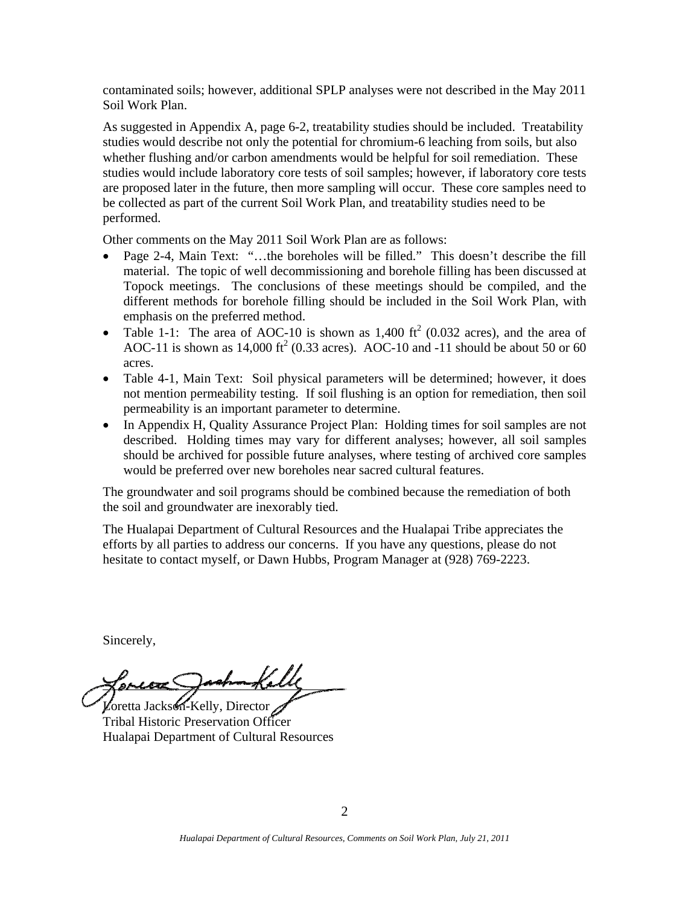contaminated soils; however, additional SPLP analyses were not described in the May 2011 Soil Work Plan.

As suggested in Appendix A, page 6-2, treatability studies should be included. Treatability studies would describe not only the potential for chromium-6 leaching from soils, but also whether flushing and/or carbon amendments would be helpful for soil remediation. These studies would include laboratory core tests of soil samples; however, if laboratory core tests are proposed later in the future, then more sampling will occur. These core samples need to be collected as part of the current Soil Work Plan, and treatability studies need to be performed.

Other comments on the May 2011 Soil Work Plan are as follows:

- Page 2-4, Main Text: "…the boreholes will be filled." This doesn't describe the fill material. The topic of well decommissioning and borehole filling has been discussed at Topock meetings. The conclusions of these meetings should be compiled, and the different methods for borehole filling should be included in the Soil Work Plan, with emphasis on the preferred method.
- Table 1-1: The area of AOC-10 is shown as 1,400 $ft^2$ (0.032 acres), and the area of AOC-11 is shown as 14,000 $ft^2$ (0.33 acres). AOC-10 and -11 should be about 50 or 60 acres.
- Table 4-1, Main Text: Soil physical parameters will be determined; however, it does not mention permeability testing. If soil flushing is an option for remediation, then soil permeability is an important parameter to determine.
- In Appendix H, Quality Assurance Project Plan: Holding times for soil samples are not described. Holding times may vary for different analyses; however, all soil samples should be archived for possible future analyses, where testing of archived core samples would be preferred over new boreholes near sacred cultural features.

The groundwater and soil programs should be combined because the remediation of both the soil and groundwater are inexorably tied.

The Hualapai Department of Cultural Resources and the Hualapai Tribe appreciates the efforts by all parties to address our concerns. If you have any questions, please do not hesitate to contact myself, or Dawn Hubbs, Program Manager at (928) 769-2223.

Sincerely,

Loretta Jackson-Kelly, Director
Tribal Historic Preservation Officer
Hualapai Department of Cultural Resources